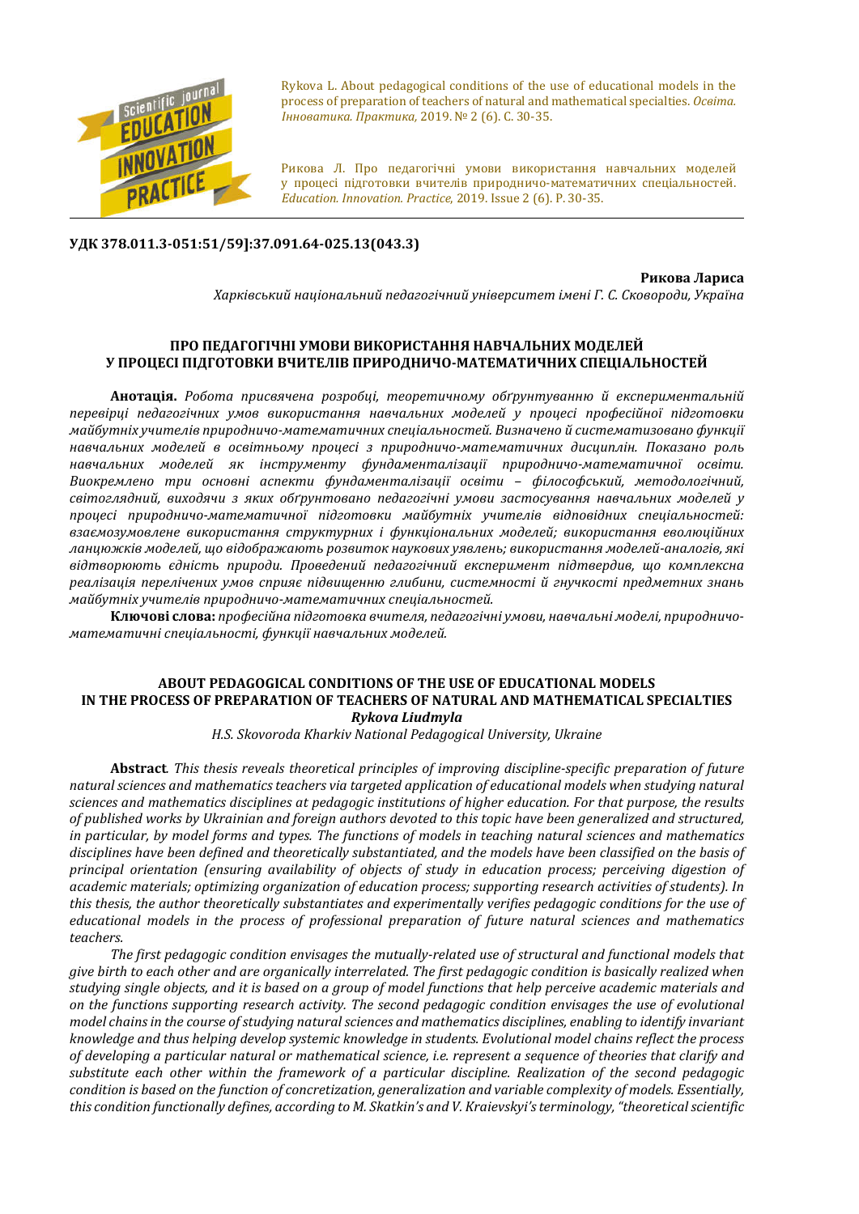Rykova L. About pedagogical conditions of the use of educational models in the process of preparation of teachers of natural and mathematical specialties. *Освіта. Інноватика. Практика,* 2019. № 2 (6). С. 30-35.

Рикова Л. Про педагогічні умови використання навчальних моделей у процесі підготовки вчителів природничо-математичних спеціальностей. *Education. Innovation. Practice*, 2019. Issue 2 (6). P. 30-35.

**УДК 378.011.3-051:51/59]:37.091.64-025.13(043.3)**

**Рикова Лариса**
*Харківський національний педагогічний університет імені Г. С. Сковороди, Україна*

## ПРО ПЕДАГОГІЧНІ УМОВИ ВИКОРИСТАННЯ НАВЧАЛЬНИХ МОДЕЛЕЙ У ПРОЦЕСІ ПІДГОТОВКИ ВЧИТЕЛІВ ПРИРОДНИЧО-МАТЕМАТИЧНИХ СПЕЦІАЛЬНОСТЕЙ

**Анотація.** *Робота присвячена розробці, теоретичному обґрунтуванню й експериментальній перевірці педагогічних умов використання навчальних моделей у процесі професійної підготовки майбутніх учителів природничо-математичних спеціальностей. Визначено й систематизовано функції навчальних моделей в освітньому процесі з природничо-математичних дисциплін. Показано роль навчальних моделей як інструменту фундаменталізації природничо-математичної освіти. Виокремлено три основні аспекти фундаменталізації освіти – філософський, методологічний, світоглядний, виходячи з яких обґрунтовано педагогічні умови застосування навчальних моделей у процесі природничо-математичної підготовки майбутніх учителів відповідних спеціальностей: взаємозумовлене використання структурних і функціональних моделей; використання еволюційних ланцюжків моделей, що відображають розвиток наукових уявлень; використання моделей-аналогів, які відтворюють єдність природи. Проведений педагогічний експеримент підтвердив, що комплексна реалізація перелічених умов сприяє підвищенню глибини, системності й гнучкості предметних знань майбутніх учителів природничо-математичних спеціальностей.*

**Ключові слова:** *професійна підготовка вчителя, педагогічні умови, навчальні моделі, природничо-математичні спеціальності, функції навчальних моделей.*

## ABOUT PEDAGOGICAL CONDITIONS OF THE USE OF EDUCATIONAL MODELS IN THE PROCESS OF PREPARATION OF TEACHERS OF NATURAL AND MATHEMATICAL SPECIALTIES

***Rykova Liudmyla***
*H.S. Skovoroda Kharkiv National Pedagogical University, Ukraine*

**Abstract***. This thesis reveals theoretical principles of improving discipline-specific preparation of future natural sciences and mathematics teachers via targeted application of educational models when studying natural sciences and mathematics disciplines at pedagogic institutions of higher education. For that purpose, the results of published works by Ukrainian and foreign authors devoted to this topic have been generalized and structured, in particular, by model forms and types. The functions of models in teaching natural sciences and mathematics disciplines have been defined and theoretically substantiated, and the models have been classified on the basis of principal orientation (ensuring availability of objects of study in education process; perceiving digestion of academic materials; optimizing organization of education process; supporting research activities of students). In this thesis, the author theoretically substantiates and experimentally verifies pedagogic conditions for the use of educational models in the process of professional preparation of future natural sciences and mathematics teachers.*

*The first pedagogic condition envisages the mutually-related use of structural and functional models that give birth to each other and are organically interrelated. The first pedagogic condition is basically realized when studying single objects, and it is based on a group of model functions that help perceive academic materials and on the functions supporting research activity. The second pedagogic condition envisages the use of evolutional model chains in the course of studying natural sciences and mathematics disciplines, enabling to identify invariant knowledge and thus helping develop systemic knowledge in students. Evolutional model chains reflect the process of developing a particular natural or mathematical science, i.e. represent a sequence of theories that clarify and substitute each other within the framework of a particular discipline. Realization of the second pedagogic condition is based on the function of concretization, generalization and variable complexity of models. Essentially, this condition functionally defines, according to M. Skatkin's and V. Kraievskyi's terminology, "theoretical scientific*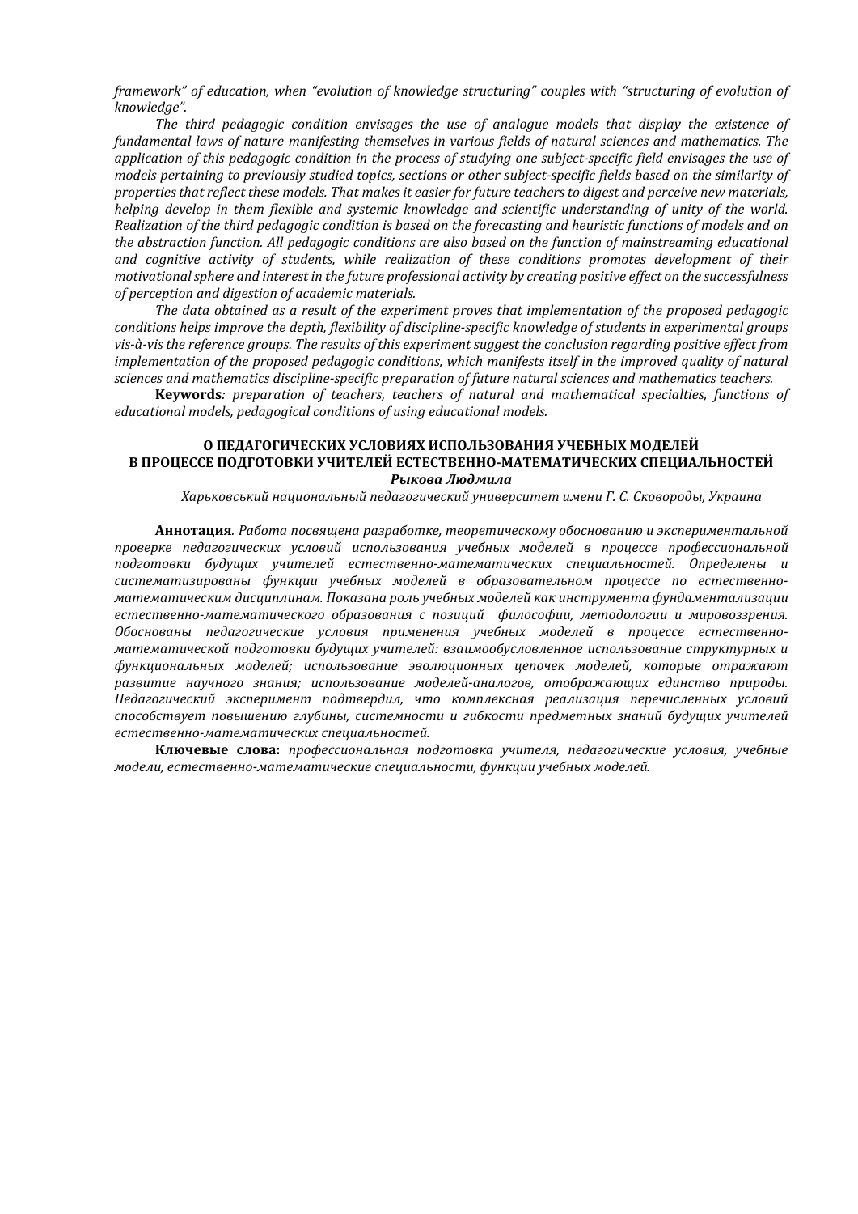*framework" of education, when "evolution of knowledge structuring" couples with "structuring of evolution of knowledge".*

*The third pedagogic condition envisages the use of analogue models that display the existence of fundamental laws of nature manifesting themselves in various fields of natural sciences and mathematics. The application of this pedagogic condition in the process of studying one subject-specific field envisages the use of models pertaining to previously studied topics, sections or other subject-specific fields based on the similarity of properties that reflect these models. That makes it easier for future teachers to digest and perceive new materials, helping develop in them flexible and systemic knowledge and scientific understanding of unity of the world. Realization of the third pedagogic condition is based on the forecasting and heuristic functions of models and on the abstraction function. All pedagogic conditions are also based on the function of mainstreaming educational and cognitive activity of students, while realization of these conditions promotes development of their motivational sphere and interest in the future professional activity by creating positive effect on the successfulness of perception and digestion of academic materials.*

*The data obtained as a result of the experiment proves that implementation of the proposed pedagogic conditions helps improve the depth, flexibility of discipline-specific knowledge of students in experimental groups vis-à-vis the reference groups. The results of this experiment suggest the conclusion regarding positive effect from implementation of the proposed pedagogic conditions, which manifests itself in the improved quality of natural sciences and mathematics discipline-specific preparation of future natural sciences and mathematics teachers.*

**Keywords***: preparation of teachers, teachers of natural and mathematical specialties, functions of educational models, pedagogical conditions of using educational models.*

## О ПЕДАГОГИЧЕСКИХ УСЛОВИЯХ ИСПОЛЬЗОВАНИЯ УЧЕБНЫХ МОДЕЛЕЙ В ПРОЦЕССЕ ПОДГОТОВКИ УЧИТЕЛЕЙ ЕСТЕСТВЕННО-МАТЕМАТИЧЕСКИХ СПЕЦИАЛЬНОСТЕЙ

***Рыкова Людмила***

*Харьковський национальный педагогический университет имени Г. С. Сковороды, Украина*

**Аннотация***. Работа посвящена разработке, теоретическому обоснованию и экспериментальной проверке педагогических условий использования учебных моделей в процессе профессиональной подготовки будущих учителей естественно-математических специальностей. Определены и систематизированы функции учебных моделей в образовательном процессе по естественно-математическим дисциплинам. Показана роль учебных моделей как инструмента фундаментализации естественно-математического образования с позиций философии, методологии и мировоззрения. Обоснованы педагогические условия применения учебных моделей в процессе естественно-математической подготовки будущих учителей: взаимообусловленное использование структурных и функциональных моделей; использование эволюционных цепочек моделей, которые отражают развитие научного знания; использование моделей-аналогов, отображающих единство природы. Педагогический эксперимент подтвердил, что комплексная реализация перечисленных условий способствует повышению глубины, системности и гибкости предметных знаний будущих учителей естественно-математических специальностей.*

**Ключевые слова:** *профессиональная подготовка учителя, педагогические условия, учебные модели, естественно-математические специальности, функции учебных моделей.*